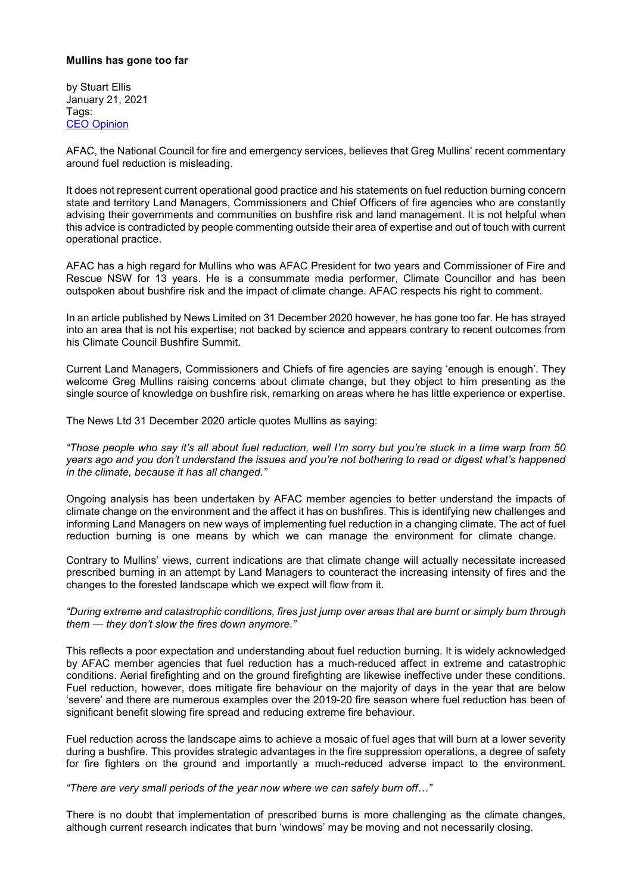**Mullins has gone too far**

by Stuart Ellis
January 21, 2021
Tags:
[CEO Opinion]

AFAC, the National Council for fire and emergency services, believes that Greg Mullins' recent commentary around fuel reduction is misleading.

It does not represent current operational good practice and his statements on fuel reduction burning concern state and territory Land Managers, Commissioners and Chief Officers of fire agencies who are constantly advising their governments and communities on bushfire risk and land management. It is not helpful when this advice is contradicted by people commenting outside their area of expertise and out of touch with current operational practice.

AFAC has a high regard for Mullins who was AFAC President for two years and Commissioner of Fire and Rescue NSW for 13 years. He is a consummate media performer, Climate Councillor and has been outspoken about bushfire risk and the impact of climate change. AFAC respects his right to comment.

In an article published by News Limited on 31 December 2020 however, he has gone too far. He has strayed into an area that is not his expertise; not backed by science and appears contrary to recent outcomes from his Climate Council Bushfire Summit.

Current Land Managers, Commissioners and Chiefs of fire agencies are saying 'enough is enough'. They welcome Greg Mullins raising concerns about climate change, but they object to him presenting as the single source of knowledge on bushfire risk, remarking on areas where he has little experience or expertise.

The News Ltd 31 December 2020 article quotes Mullins as saying:

*"Those people who say it's all about fuel reduction, well I'm sorry but you're stuck in a time warp from 50 years ago and you don't understand the issues and you're not bothering to read or digest what's happened in the climate, because it has all changed."*

Ongoing analysis has been undertaken by AFAC member agencies to better understand the impacts of climate change on the environment and the affect it has on bushfires. This is identifying new challenges and informing Land Managers on new ways of implementing fuel reduction in a changing climate. The act of fuel reduction burning is one means by which we can manage the environment for climate change.

Contrary to Mullins' views, current indications are that climate change will actually necessitate increased prescribed burning in an attempt by Land Managers to counteract the increasing intensity of fires and the changes to the forested landscape which we expect will flow from it.

*"During extreme and catastrophic conditions, fires just jump over areas that are burnt or simply burn through them — they don't slow the fires down anymore."*

This reflects a poor expectation and understanding about fuel reduction burning. It is widely acknowledged by AFAC member agencies that fuel reduction has a much-reduced affect in extreme and catastrophic conditions. Aerial firefighting and on the ground firefighting are likewise ineffective under these conditions. Fuel reduction, however, does mitigate fire behaviour on the majority of days in the year that are below 'severe' and there are numerous examples over the 2019-20 fire season where fuel reduction has been of significant benefit slowing fire spread and reducing extreme fire behaviour.

Fuel reduction across the landscape aims to achieve a mosaic of fuel ages that will burn at a lower severity during a bushfire. This provides strategic advantages in the fire suppression operations, a degree of safety for fire fighters on the ground and importantly a much-reduced adverse impact to the environment.

*"There are very small periods of the year now where we can safely burn off…"*

There is no doubt that implementation of prescribed burns is more challenging as the climate changes, although current research indicates that burn 'windows' may be moving and not necessarily closing.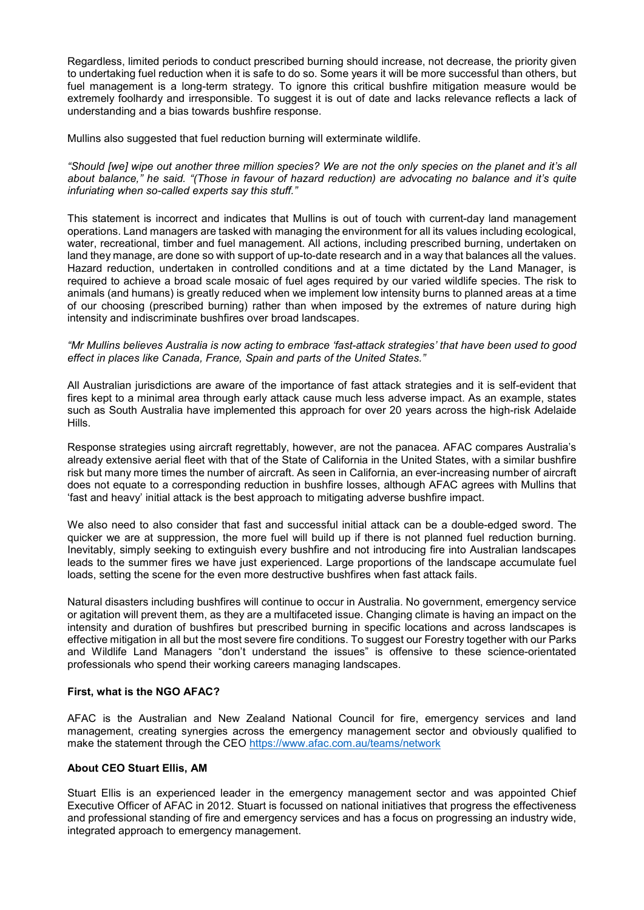Regardless, limited periods to conduct prescribed burning should increase, not decrease, the priority given to undertaking fuel reduction when it is safe to do so. Some years it will be more successful than others, but fuel management is a long-term strategy. To ignore this critical bushfire mitigation measure would be extremely foolhardy and irresponsible. To suggest it is out of date and lacks relevance reflects a lack of understanding and a bias towards bushfire response.

Mullins also suggested that fuel reduction burning will exterminate wildlife.

*"Should [we] wipe out another three million species? We are not the only species on the planet and it's all about balance," he said. "(Those in favour of hazard reduction) are advocating no balance and it's quite infuriating when so-called experts say this stuff."*

This statement is incorrect and indicates that Mullins is out of touch with current-day land management operations. Land managers are tasked with managing the environment for all its values including ecological, water, recreational, timber and fuel management. All actions, including prescribed burning, undertaken on land they manage, are done so with support of up-to-date research and in a way that balances all the values. Hazard reduction, undertaken in controlled conditions and at a time dictated by the Land Manager, is required to achieve a broad scale mosaic of fuel ages required by our varied wildlife species. The risk to animals (and humans) is greatly reduced when we implement low intensity burns to planned areas at a time of our choosing (prescribed burning) rather than when imposed by the extremes of nature during high intensity and indiscriminate bushfires over broad landscapes.

*"Mr Mullins believes Australia is now acting to embrace 'fast-attack strategies' that have been used to good effect in places like Canada, France, Spain and parts of the United States."*

All Australian jurisdictions are aware of the importance of fast attack strategies and it is self-evident that fires kept to a minimal area through early attack cause much less adverse impact. As an example, states such as South Australia have implemented this approach for over 20 years across the high-risk Adelaide Hills.

Response strategies using aircraft regrettably, however, are not the panacea. AFAC compares Australia's already extensive aerial fleet with that of the State of California in the United States, with a similar bushfire risk but many more times the number of aircraft. As seen in California, an ever-increasing number of aircraft does not equate to a corresponding reduction in bushfire losses, although AFAC agrees with Mullins that 'fast and heavy' initial attack is the best approach to mitigating adverse bushfire impact.

We also need to also consider that fast and successful initial attack can be a double-edged sword. The quicker we are at suppression, the more fuel will build up if there is not planned fuel reduction burning. Inevitably, simply seeking to extinguish every bushfire and not introducing fire into Australian landscapes leads to the summer fires we have just experienced. Large proportions of the landscape accumulate fuel loads, setting the scene for the even more destructive bushfires when fast attack fails.

Natural disasters including bushfires will continue to occur in Australia. No government, emergency service or agitation will prevent them, as they are a multifaceted issue. Changing climate is having an impact on the intensity and duration of bushfires but prescribed burning in specific locations and across landscapes is effective mitigation in all but the most severe fire conditions. To suggest our Forestry together with our Parks and Wildlife Land Managers "don't understand the issues" is offensive to these science-orientated professionals who spend their working careers managing landscapes.

**First, what is the NGO AFAC?**

AFAC is the Australian and New Zealand National Council for fire, emergency services and land management, creating synergies across the emergency management sector and obviously qualified to make the statement through the CEO https://www.afac.com.au/teams/network

**About CEO Stuart Ellis, AM**

Stuart Ellis is an experienced leader in the emergency management sector and was appointed Chief Executive Officer of AFAC in 2012. Stuart is focussed on national initiatives that progress the effectiveness and professional standing of fire and emergency services and has a focus on progressing an industry wide, integrated approach to emergency management.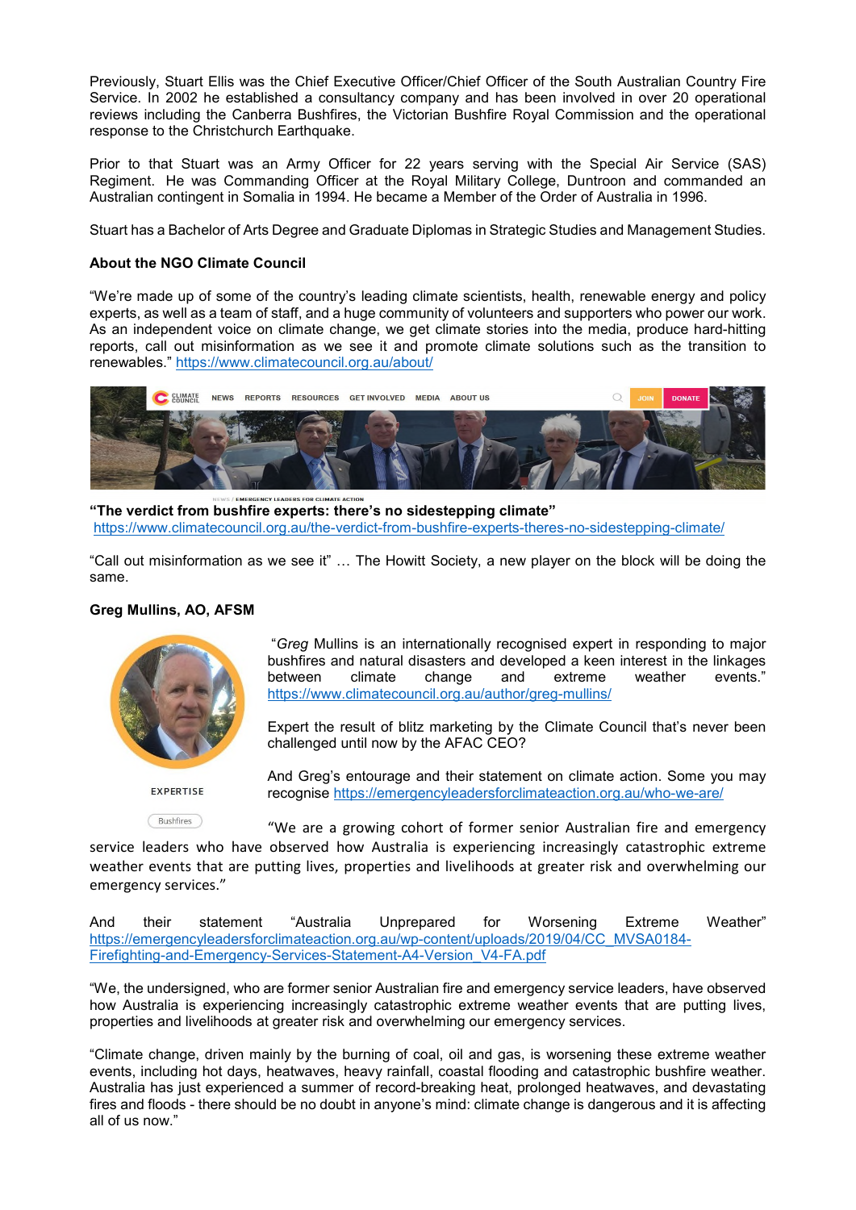Previously, Stuart Ellis was the Chief Executive Officer/Chief Officer of the South Australian Country Fire Service. In 2002 he established a consultancy company and has been involved in over 20 operational reviews including the Canberra Bushfires, the Victorian Bushfire Royal Commission and the operational response to the Christchurch Earthquake.

Prior to that Stuart was an Army Officer for 22 years serving with the Special Air Service (SAS) Regiment. He was Commanding Officer at the Royal Military College, Duntroon and commanded an Australian contingent in Somalia in 1994. He became a Member of the Order of Australia in 1996.

Stuart has a Bachelor of Arts Degree and Graduate Diplomas in Strategic Studies and Management Studies.

**About the NGO Climate Council**

"We're made up of some of the country's leading climate scientists, health, renewable energy and policy experts, as well as a team of staff, and a huge community of volunteers and supporters who power our work. As an independent voice on climate change, we get climate stories into the media, produce hard-hitting reports, call out misinformation as we see it and promote climate solutions such as the transition to renewables." https://www.climatecouncil.org.au/about/

**"The verdict from bushfire experts: there's no sidestepping climate"**
https://www.climatecouncil.org.au/the-verdict-from-bushfire-experts-theres-no-sidestepping-climate/

"Call out misinformation as we see it" … The Howitt Society, a new player on the block will be doing the same.

**Greg Mullins, AO, AFSM**

"*Greg* Mullins is an internationally recognised expert in responding to major bushfires and natural disasters and developed a keen interest in the linkages between climate change and extreme weather events." https://www.climatecouncil.org.au/author/greg-mullins/

Expert the result of blitz marketing by the Climate Council that's never been challenged until now by the AFAC CEO?

And Greg's entourage and their statement on climate action. Some you may recognise https://emergencyleadersforclimateaction.org.au/who-we-are/

"We are a growing cohort of former senior Australian fire and emergency service leaders who have observed how Australia is experiencing increasingly catastrophic extreme weather events that are putting lives, properties and livelihoods at greater risk and overwhelming our emergency services."

And their statement "Australia Unprepared for Worsening Extreme Weather" https://emergencyleadersforclimateaction.org.au/wp-content/uploads/2019/04/CC_MVSA0184-Firefighting-and-Emergency-Services-Statement-A4-Version_V4-FA.pdf

"We, the undersigned, who are former senior Australian fire and emergency service leaders, have observed how Australia is experiencing increasingly catastrophic extreme weather events that are putting lives, properties and livelihoods at greater risk and overwhelming our emergency services.

"Climate change, driven mainly by the burning of coal, oil and gas, is worsening these extreme weather events, including hot days, heatwaves, heavy rainfall, coastal flooding and catastrophic bushfire weather. Australia has just experienced a summer of record-breaking heat, prolonged heatwaves, and devastating fires and floods - there should be no doubt in anyone's mind: climate change is dangerous and it is affecting all of us now."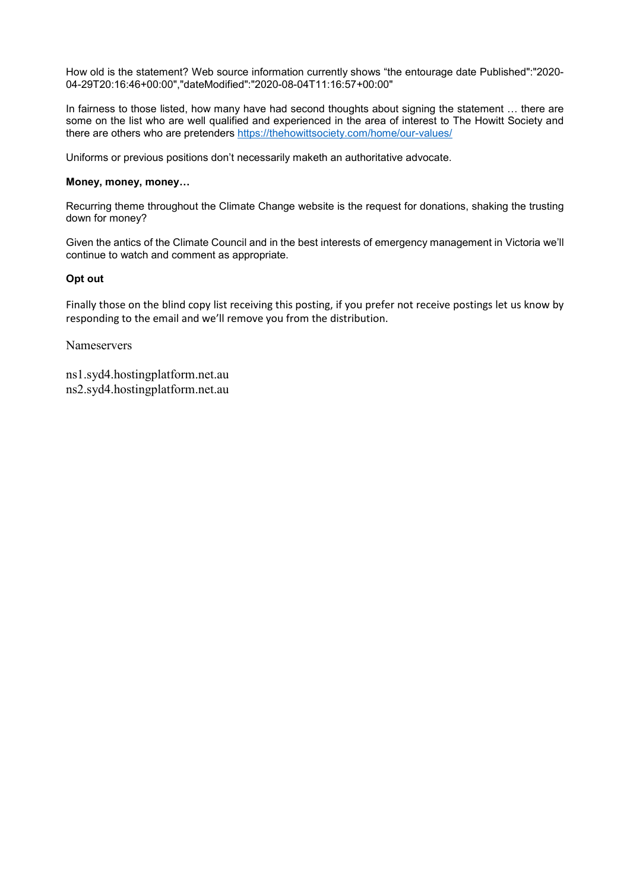How old is the statement? Web source information currently shows “the entourage date Published":"2020-04-29T20:16:46+00:00","dateModified":"2020-08-04T11:16:57+00:00"

In fairness to those listed, how many have had second thoughts about signing the statement … there are some on the list who are well qualified and experienced in the area of interest to The Howitt Society and there are others who are pretenders https://thehowittsociety.com/home/our-values/

Uniforms or previous positions don’t necessarily maketh an authoritative advocate.

**Money, money, money…**

Recurring theme throughout the Climate Change website is the request for donations, shaking the trusting down for money?

Given the antics of the Climate Council and in the best interests of emergency management in Victoria we’ll continue to watch and comment as appropriate.

**Opt out**

Finally those on the blind copy list receiving this posting, if you prefer not receive postings let us know by responding to the email and we’ll remove you from the distribution.

Nameservers

ns1.syd4.hostingplatform.net.au
ns2.syd4.hostingplatform.net.au